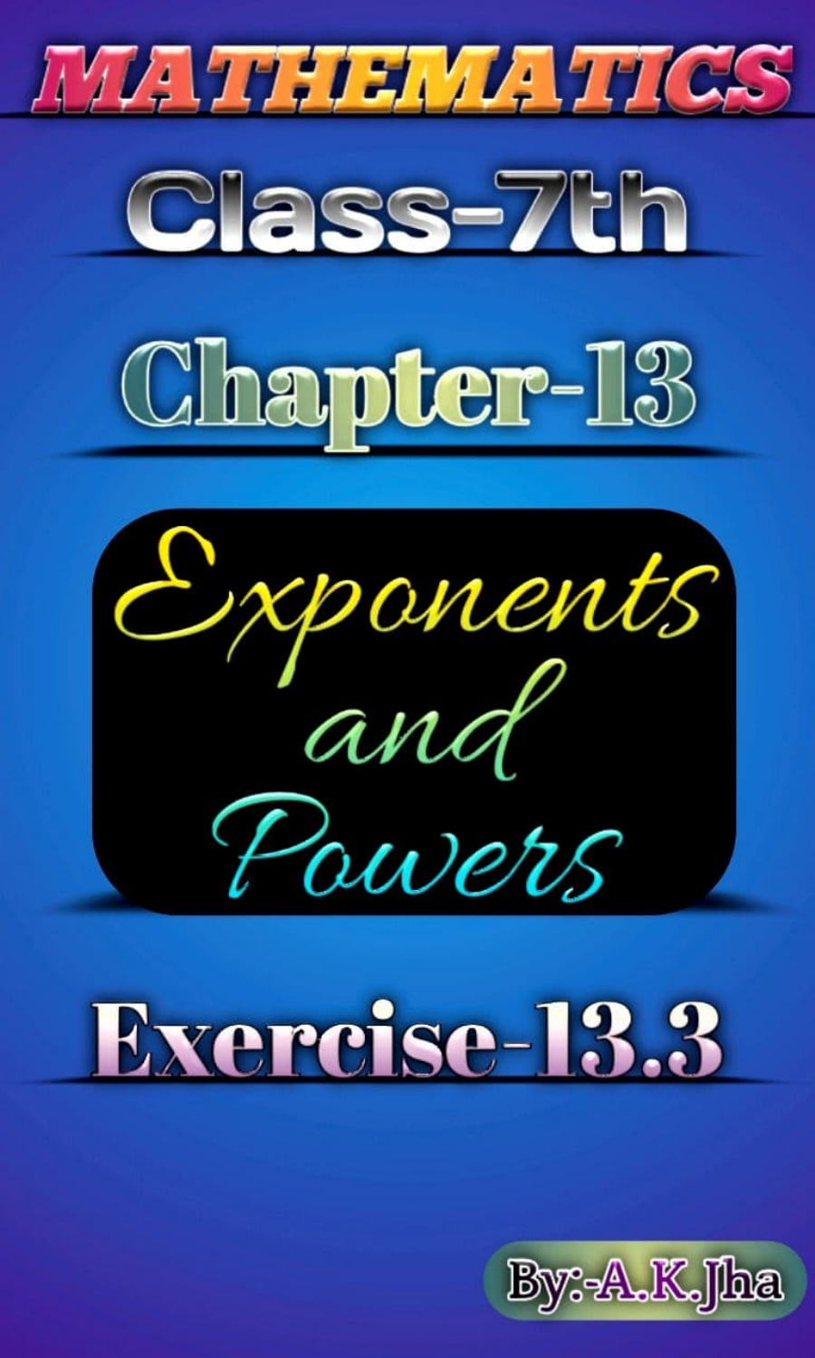# MATHEMATICS

## Class-7th

## Chapter-13

# Exponents and Powers

## Exercise-13.3

By:-A.K.Jha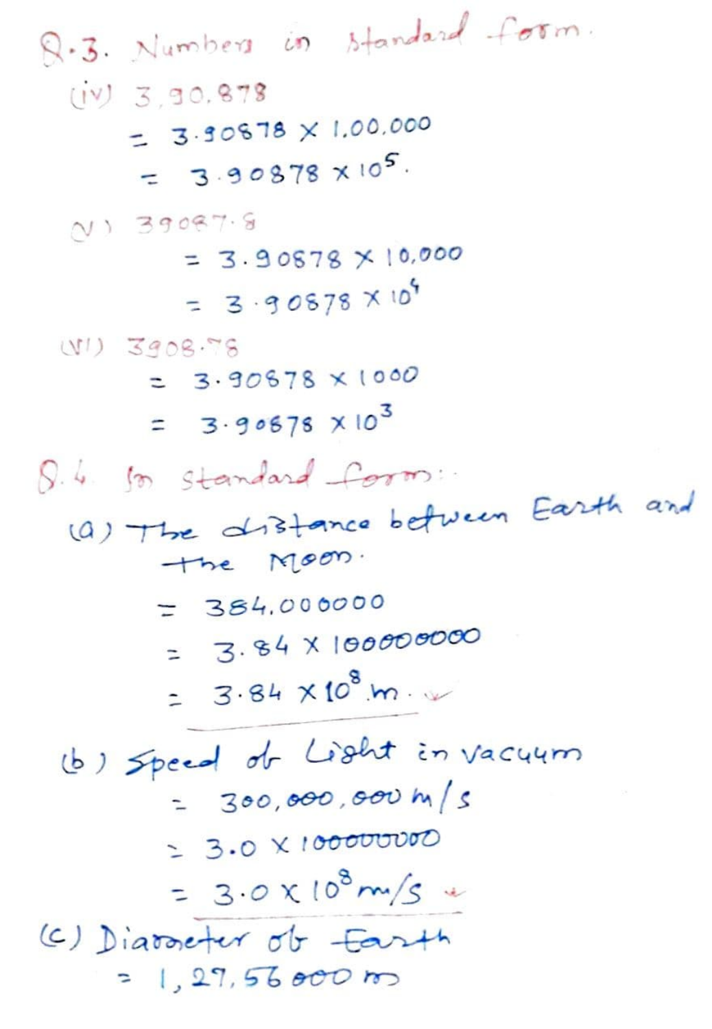Q.3. Numbers in standard form.

(iv) 3,90,878

$= 3.90878 \times 1,00,000$

$= 3.90878 \times 10^5$.

(v) 39087.8

$= 3.90878 \times 10,000$

$= 3.90878 \times 10^4$

(vi) 3908.78

$= 3.90878 \times 1000$

$= 3.90878 \times 10^3$

Q.4. In standard form:

(a) The distance between Earth and the Moon.

$= 384,000000$

$= 3.84 \times 100000000$

$= 3.84 \times 10^8$ m.

(b) Speed of Light in vacuum

$= 300,000,000$ m/s

$= 3.0 \times 100000000$

$= 3.0 \times 10^8$ m/s

(c) Diameter of Earth

$= 1,27,56000$ m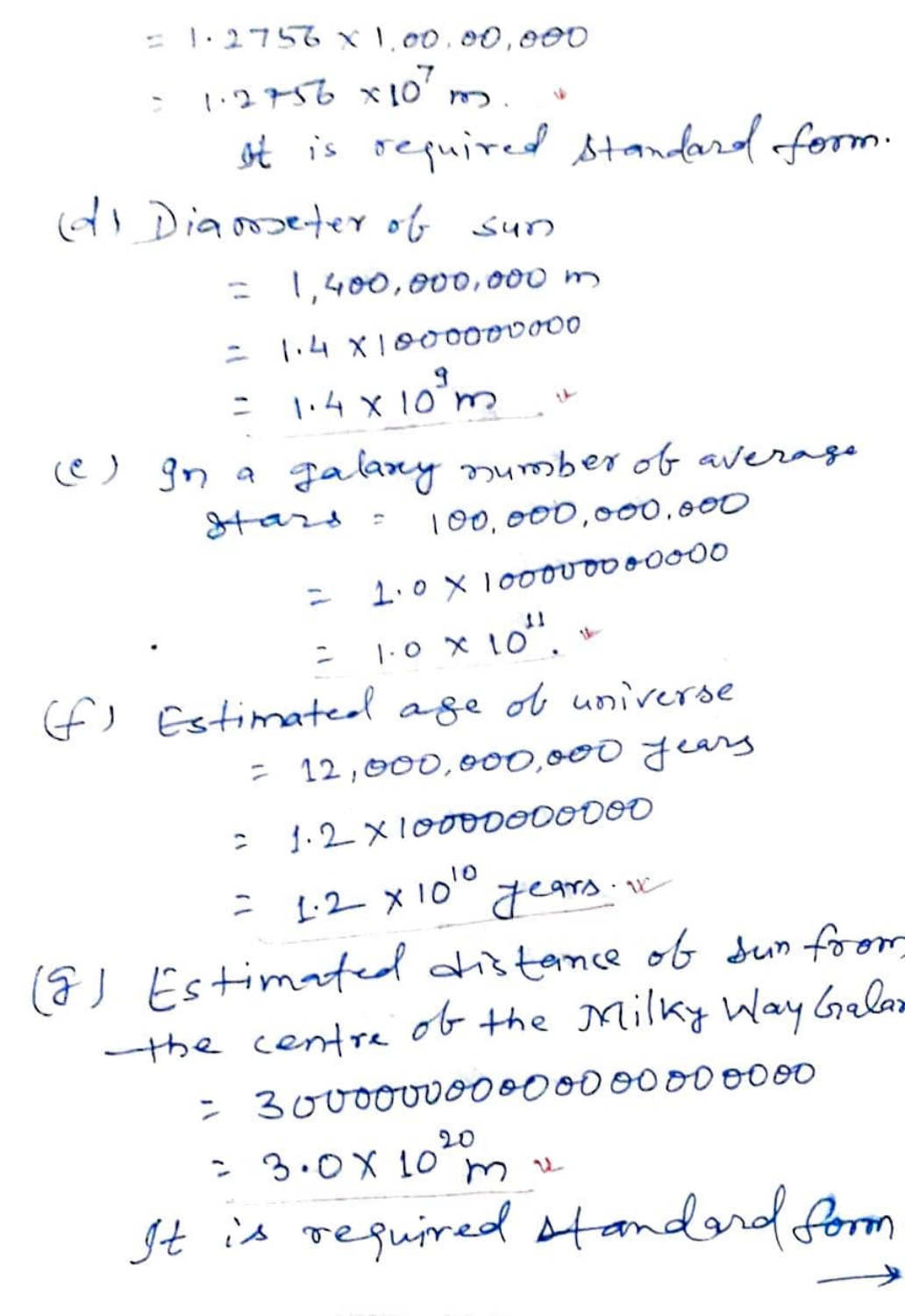$= 1.2756 \times 1,00,00,000$

$= 1.2756 \times 10^7$ m.

It is required standard form.

(d) Diameter of sun

$= 1,400,000,000$ m

$= 1.4 \times 1000000000$

$= 1.4 \times 10^9$ m

(e) In a galaxy number of average stars $= 100,000,000,000$

$= 1.0 \times 100000000000$

$= 1.0 \times 10^{11}$.

(f) Estimated age of universe

$= 12,000,000,000$ years

$= 1.2 \times 10000000000$

$= 1.2 \times 10^{10}$ years.

(g) Estimated distance of sun from the centre of the Milky Way Galaxy

$= 300000000000000000000$

$= 3.0 \times 10^{20}$ m

It is required standard form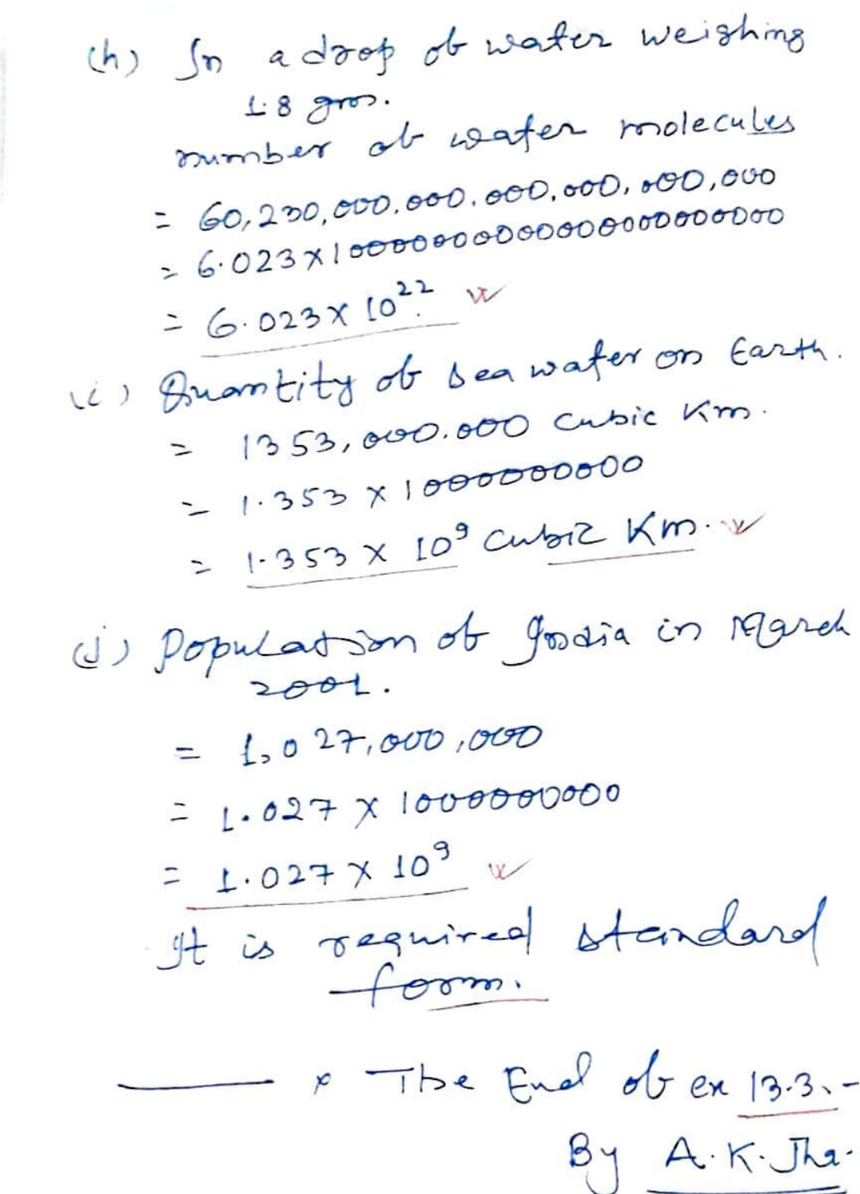(h) In a drop of water weighing 1.8 gm.

number of water molecules

$= 60,230,000,000,000,000,000,000$

$= 6.023 \times 10000000000000000000000$

$= 6.023 \times 10^{22}$

(i) Quantity of sea water on Earth.

$= 1353,000,000$ cubic Km.

$= 1.353 \times 1000000000$

$= 1.353 \times 10^{9}$ cubic Km.

(j) Population of India in March 2001.

$= 1,027,000,000$

$= 1.027 \times 1000000000$

$= 1.027 \times 10^{9}$

It is required standard form.

— × The End of ex 13.3. —

By A.K. Jha.